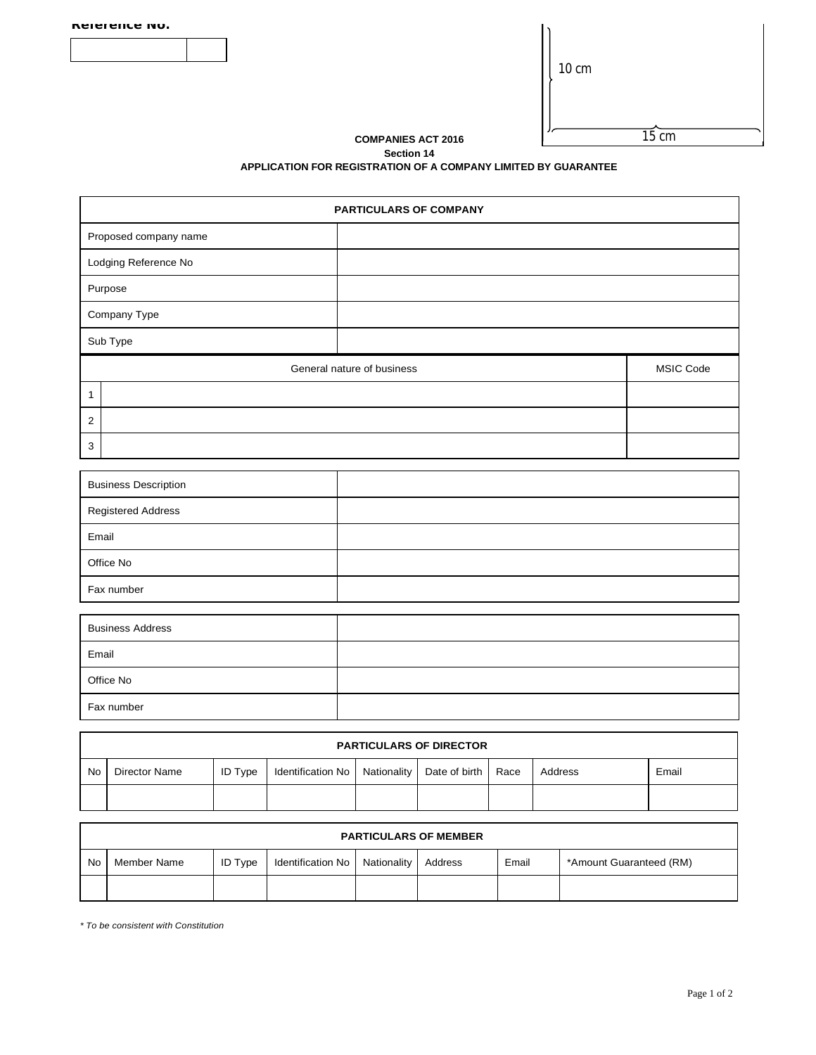**Reference No.**

| | |
|---|---|
| | |

10 cm

15 cm

**COMPANIES ACT 2016**
**Section 14**
**APPLICATION FOR REGISTRATION OF A COMPANY LIMITED BY GUARANTEE**

| **PARTICULARS OF COMPANY** | |
|---|---|
| Proposed company name | |
| Lodging Reference No | |
| Purpose | |
| Company Type | |
| Sub Type | |

| | General nature of business | MSIC Code |
|---|---|---|
| 1 | | |
| 2 | | |
| 3 | | |

| | |
|---|---|
| Business Description | |
| Registered Address | |
| Email | |
| Office No | |
| Fax number | |

| | |
|---|---|
| Business Address | |
| Email | |
| Office No | |
| Fax number | |

| **PARTICULARS OF DIRECTOR** | | | | | | | | |
|---|---|---|---|---|---|---|---|---|
| No | Director Name | ID Type | Identification No | Nationality | Date of birth | Race | Address | Email |
| | | | | | | | | |

| **PARTICULARS OF MEMBER** | | | | | | | |
|---|---|---|---|---|---|---|---|
| No | Member Name | ID Type | Identification No | Nationality | Address | Email | *Amount Guaranteed (RM) |
| | | | | | | | |

*\* To be consistent with Constitution*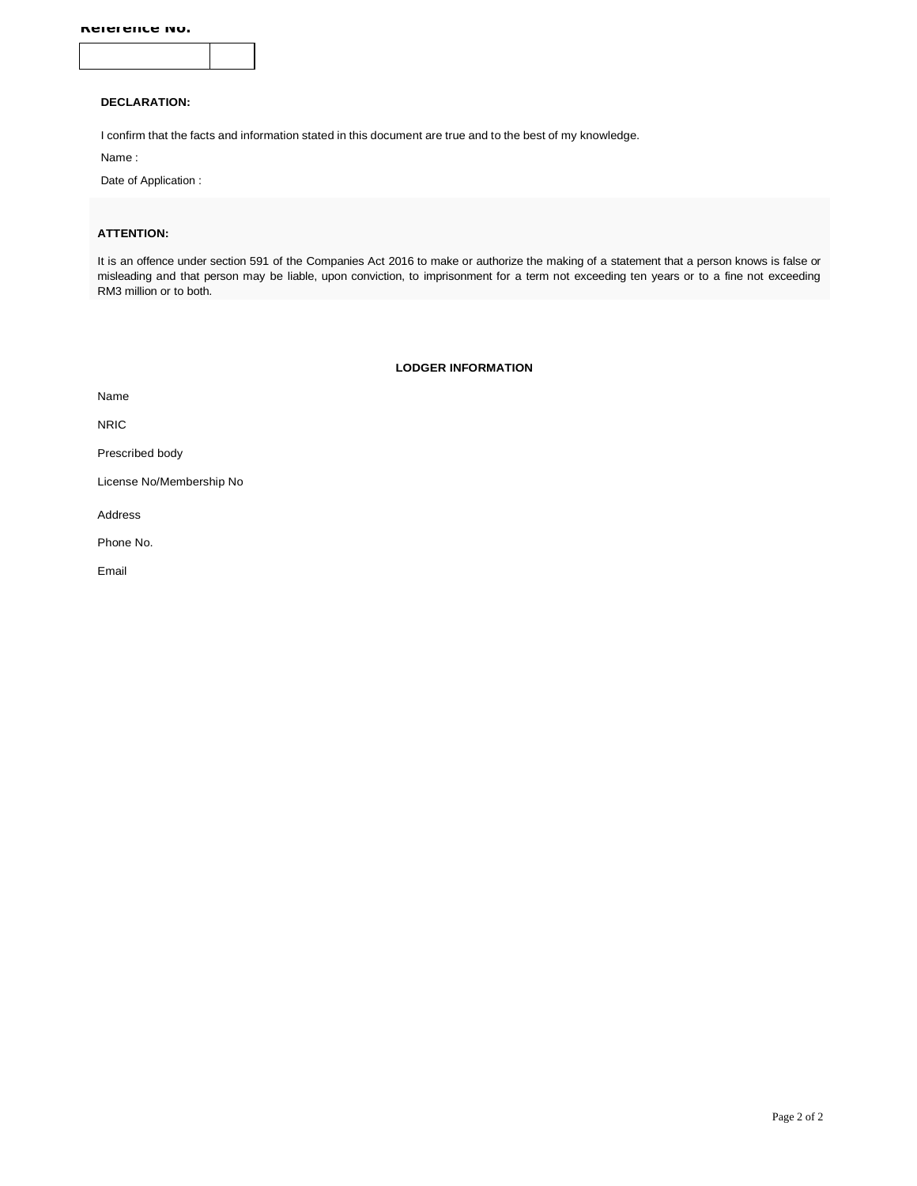**Reference No.**

| | |
|---|---|
| | |

**DECLARATION:**

I confirm that the facts and information stated in this document are true and to the best of my knowledge.

Name :

Date of Application :

**ATTENTION:**

It is an offence under section 591 of the Companies Act 2016 to make or authorize the making of a statement that a person knows is false or misleading and that person may be liable, upon conviction, to imprisonment for a term not exceeding ten years or to a fine not exceeding RM3 million or to both.

**LODGER INFORMATION**

Name

NRIC

Prescribed body

License No/Membership No

Address

Phone No.

Email